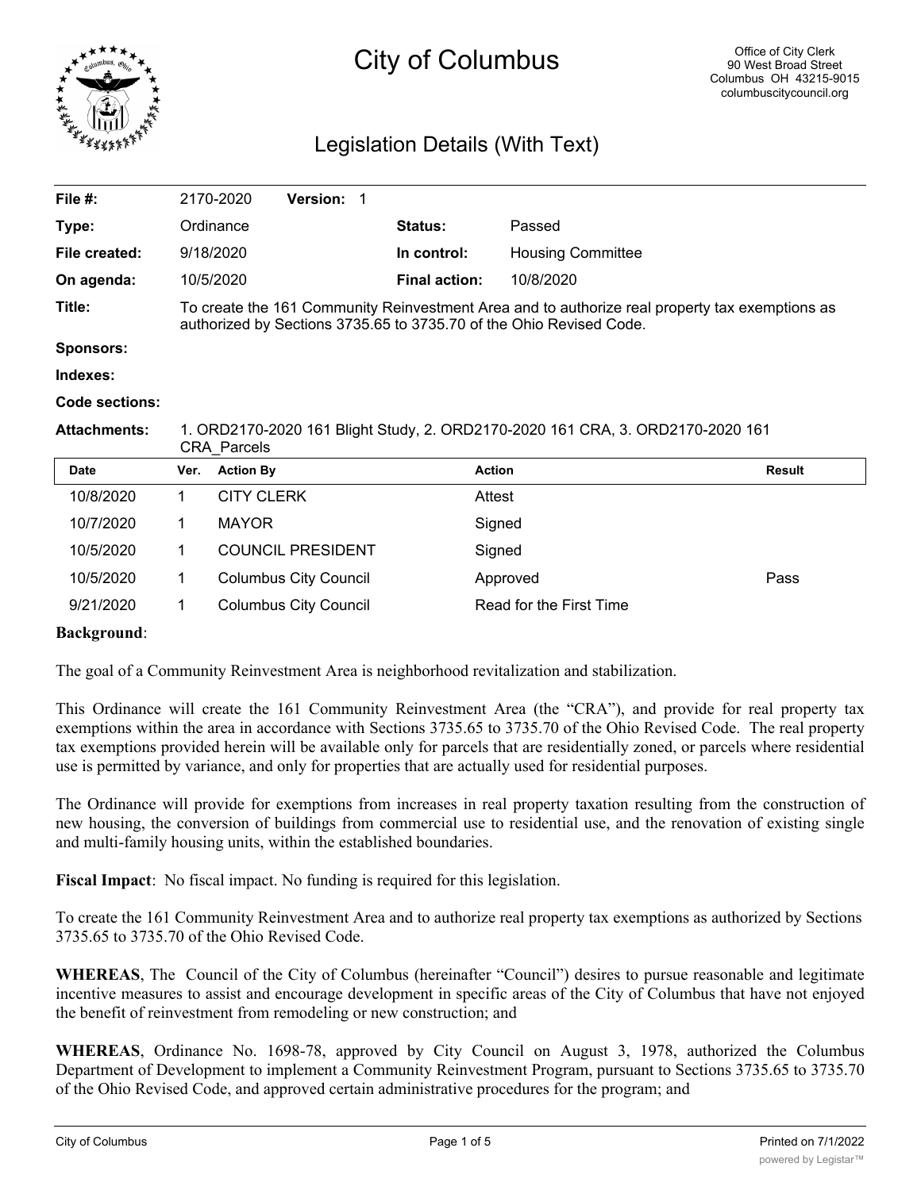# City of Columbus

Office of City Clerk
90 West Broad Street
Columbus OH 43215-9015
columbuscitycouncil.org

## Legislation Details (With Text)

| | | | |
|---|---|---|---|
| **File #:** | 2170-2020 **Version:** 1 | | |
| **Type:** | Ordinance | **Status:** | Passed |
| **File created:** | 9/18/2020 | **In control:** | Housing Committee |
| **On agenda:** | 10/5/2020 | **Final action:** | 10/8/2020 |
| **Title:** | To create the 161 Community Reinvestment Area and to authorize real property tax exemptions as authorized by Sections 3735.65 to 3735.70 of the Ohio Revised Code. | | |
| **Sponsors:** | | | |
| **Indexes:** | | | |
| **Code sections:** | | | |
| **Attachments:** | 1. ORD2170-2020 161 Blight Study, 2. ORD2170-2020 161 CRA, 3. ORD2170-2020 161 CRA_Parcels | | |

| Date | Ver. | Action By | Action | Result |
|---|---|---|---|---|
| 10/8/2020 | 1 | CITY CLERK | Attest | |
| 10/7/2020 | 1 | MAYOR | Signed | |
| 10/5/2020 | 1 | COUNCIL PRESIDENT | Signed | |
| 10/5/2020 | 1 | Columbus City Council | Approved | Pass |
| 9/21/2020 | 1 | Columbus City Council | Read for the First Time | |

**Background**:

The goal of a Community Reinvestment Area is neighborhood revitalization and stabilization.

This Ordinance will create the 161 Community Reinvestment Area (the "CRA"), and provide for real property tax exemptions within the area in accordance with Sections 3735.65 to 3735.70 of the Ohio Revised Code. The real property tax exemptions provided herein will be available only for parcels that are residentially zoned, or parcels where residential use is permitted by variance, and only for properties that are actually used for residential purposes.

The Ordinance will provide for exemptions from increases in real property taxation resulting from the construction of new housing, the conversion of buildings from commercial use to residential use, and the renovation of existing single and multi-family housing units, within the established boundaries.

**Fiscal Impact**: No fiscal impact. No funding is required for this legislation.

To create the 161 Community Reinvestment Area and to authorize real property tax exemptions as authorized by Sections 3735.65 to 3735.70 of the Ohio Revised Code.

**WHEREAS**, The Council of the City of Columbus (hereinafter "Council") desires to pursue reasonable and legitimate incentive measures to assist and encourage development in specific areas of the City of Columbus that have not enjoyed the benefit of reinvestment from remodeling or new construction; and

**WHEREAS**, Ordinance No. 1698-78, approved by City Council on August 3, 1978, authorized the Columbus Department of Development to implement a Community Reinvestment Program, pursuant to Sections 3735.65 to 3735.70 of the Ohio Revised Code, and approved certain administrative procedures for the program; and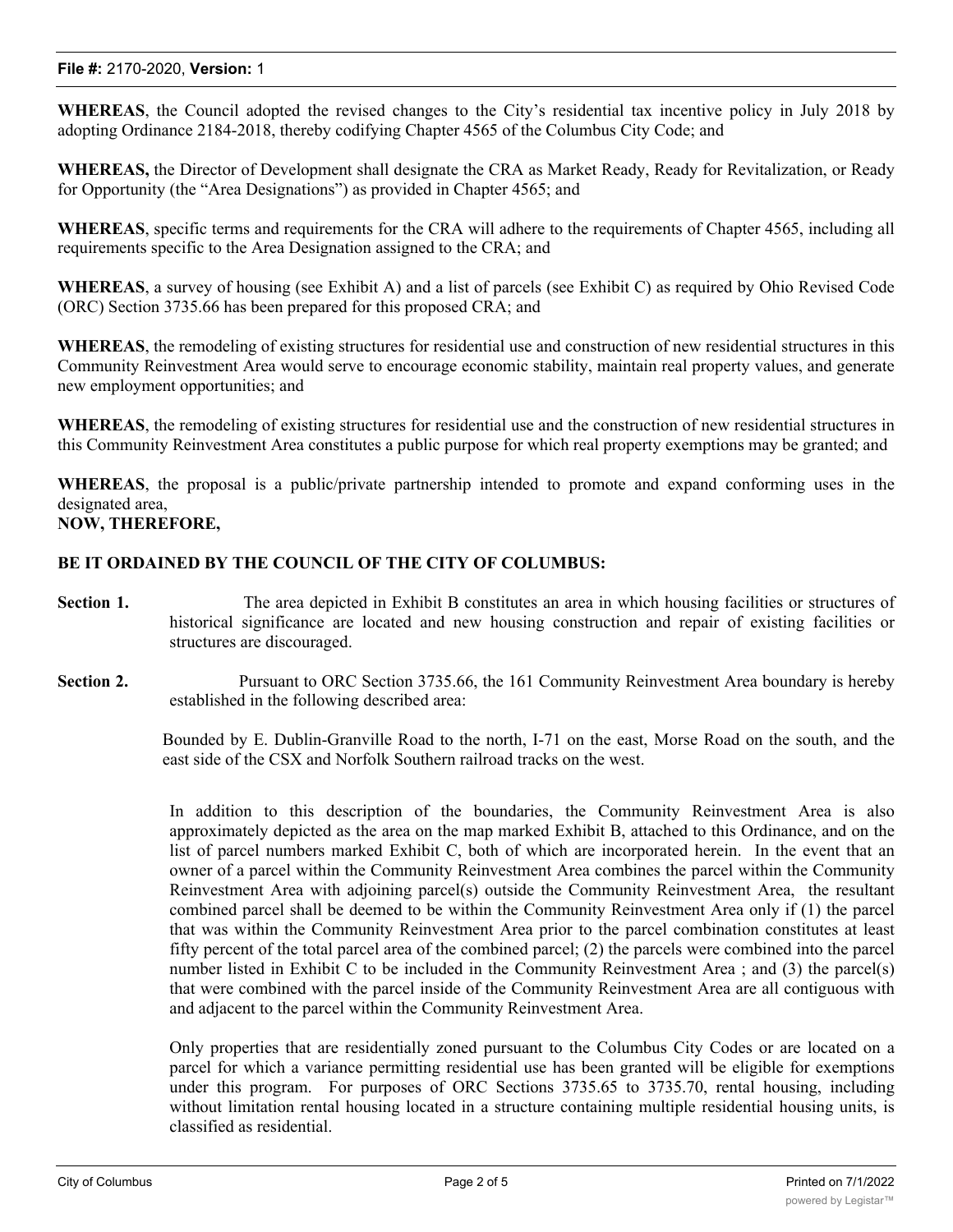**WHEREAS**, the Council adopted the revised changes to the City's residential tax incentive policy in July 2018 by adopting Ordinance 2184-2018, thereby codifying Chapter 4565 of the Columbus City Code; and

**WHEREAS,** the Director of Development shall designate the CRA as Market Ready, Ready for Revitalization, or Ready for Opportunity (the "Area Designations") as provided in Chapter 4565; and

**WHEREAS**, specific terms and requirements for the CRA will adhere to the requirements of Chapter 4565, including all requirements specific to the Area Designation assigned to the CRA; and

**WHEREAS**, a survey of housing (see Exhibit A) and a list of parcels (see Exhibit C) as required by Ohio Revised Code (ORC) Section 3735.66 has been prepared for this proposed CRA; and

**WHEREAS**, the remodeling of existing structures for residential use and construction of new residential structures in this Community Reinvestment Area would serve to encourage economic stability, maintain real property values, and generate new employment opportunities; and

**WHEREAS**, the remodeling of existing structures for residential use and the construction of new residential structures in this Community Reinvestment Area constitutes a public purpose for which real property exemptions may be granted; and

**WHEREAS**, the proposal is a public/private partnership intended to promote and expand conforming uses in the designated area,

**NOW, THEREFORE,**

**BE IT ORDAINED BY THE COUNCIL OF THE CITY OF COLUMBUS:**

**Section 1.** The area depicted in Exhibit B constitutes an area in which housing facilities or structures of historical significance are located and new housing construction and repair of existing facilities or structures are discouraged.

**Section 2.** Pursuant to ORC Section 3735.66, the 161 Community Reinvestment Area boundary is hereby established in the following described area:

Bounded by E. Dublin-Granville Road to the north, I-71 on the east, Morse Road on the south, and the east side of the CSX and Norfolk Southern railroad tracks on the west.

In addition to this description of the boundaries, the Community Reinvestment Area is also approximately depicted as the area on the map marked Exhibit B, attached to this Ordinance, and on the list of parcel numbers marked Exhibit C, both of which are incorporated herein. In the event that an owner of a parcel within the Community Reinvestment Area combines the parcel within the Community Reinvestment Area with adjoining parcel(s) outside the Community Reinvestment Area, the resultant combined parcel shall be deemed to be within the Community Reinvestment Area only if (1) the parcel that was within the Community Reinvestment Area prior to the parcel combination constitutes at least fifty percent of the total parcel area of the combined parcel; (2) the parcels were combined into the parcel number listed in Exhibit C to be included in the Community Reinvestment Area ; and (3) the parcel(s) that were combined with the parcel inside of the Community Reinvestment Area are all contiguous with and adjacent to the parcel within the Community Reinvestment Area.

Only properties that are residentially zoned pursuant to the Columbus City Codes or are located on a parcel for which a variance permitting residential use has been granted will be eligible for exemptions under this program. For purposes of ORC Sections 3735.65 to 3735.70, rental housing, including without limitation rental housing located in a structure containing multiple residential housing units, is classified as residential.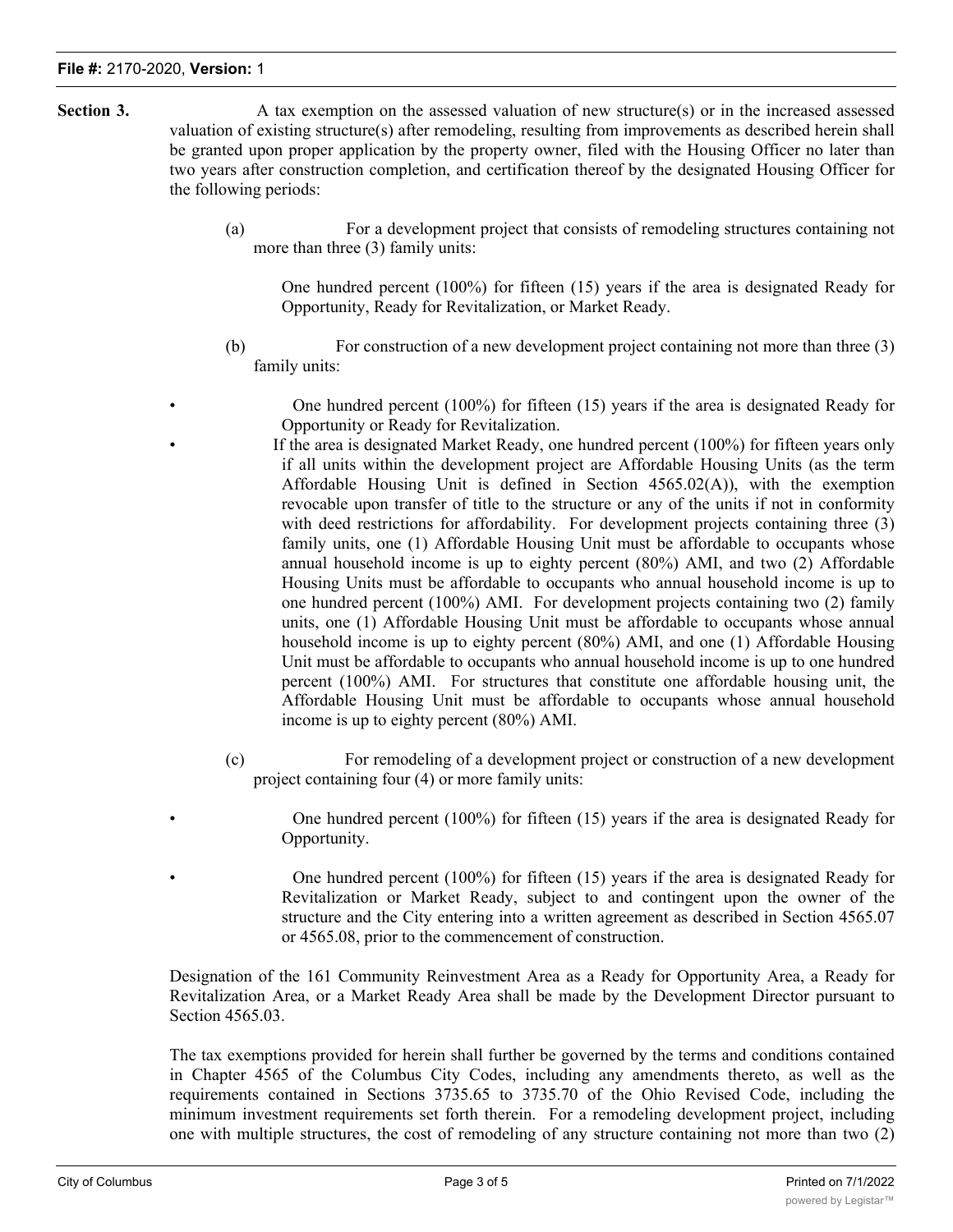**Section 3.** A tax exemption on the assessed valuation of new structure(s) or in the increased assessed valuation of existing structure(s) after remodeling, resulting from improvements as described herein shall be granted upon proper application by the property owner, filed with the Housing Officer no later than two years after construction completion, and certification thereof by the designated Housing Officer for the following periods:

(a) For a development project that consists of remodeling structures containing not more than three (3) family units:

One hundred percent (100%) for fifteen (15) years if the area is designated Ready for Opportunity, Ready for Revitalization, or Market Ready.

(b) For construction of a new development project containing not more than three (3) family units:

- One hundred percent (100%) for fifteen (15) years if the area is designated Ready for Opportunity or Ready for Revitalization.
- If the area is designated Market Ready, one hundred percent (100%) for fifteen years only if all units within the development project are Affordable Housing Units (as the term Affordable Housing Unit is defined in Section 4565.02(A)), with the exemption revocable upon transfer of title to the structure or any of the units if not in conformity with deed restrictions for affordability. For development projects containing three (3) family units, one (1) Affordable Housing Unit must be affordable to occupants whose annual household income is up to eighty percent (80%) AMI, and two (2) Affordable Housing Units must be affordable to occupants who annual household income is up to one hundred percent (100%) AMI. For development projects containing two (2) family units, one (1) Affordable Housing Unit must be affordable to occupants whose annual household income is up to eighty percent (80%) AMI, and one (1) Affordable Housing Unit must be affordable to occupants who annual household income is up to one hundred percent (100%) AMI. For structures that constitute one affordable housing unit, the Affordable Housing Unit must be affordable to occupants whose annual household income is up to eighty percent (80%) AMI.

(c) For remodeling of a development project or construction of a new development project containing four (4) or more family units:

- One hundred percent (100%) for fifteen (15) years if the area is designated Ready for Opportunity.
- One hundred percent (100%) for fifteen (15) years if the area is designated Ready for Revitalization or Market Ready, subject to and contingent upon the owner of the structure and the City entering into a written agreement as described in Section 4565.07 or 4565.08, prior to the commencement of construction.

Designation of the 161 Community Reinvestment Area as a Ready for Opportunity Area, a Ready for Revitalization Area, or a Market Ready Area shall be made by the Development Director pursuant to Section 4565.03.

The tax exemptions provided for herein shall further be governed by the terms and conditions contained in Chapter 4565 of the Columbus City Codes, including any amendments thereto, as well as the requirements contained in Sections 3735.65 to 3735.70 of the Ohio Revised Code, including the minimum investment requirements set forth therein. For a remodeling development project, including one with multiple structures, the cost of remodeling of any structure containing not more than two (2)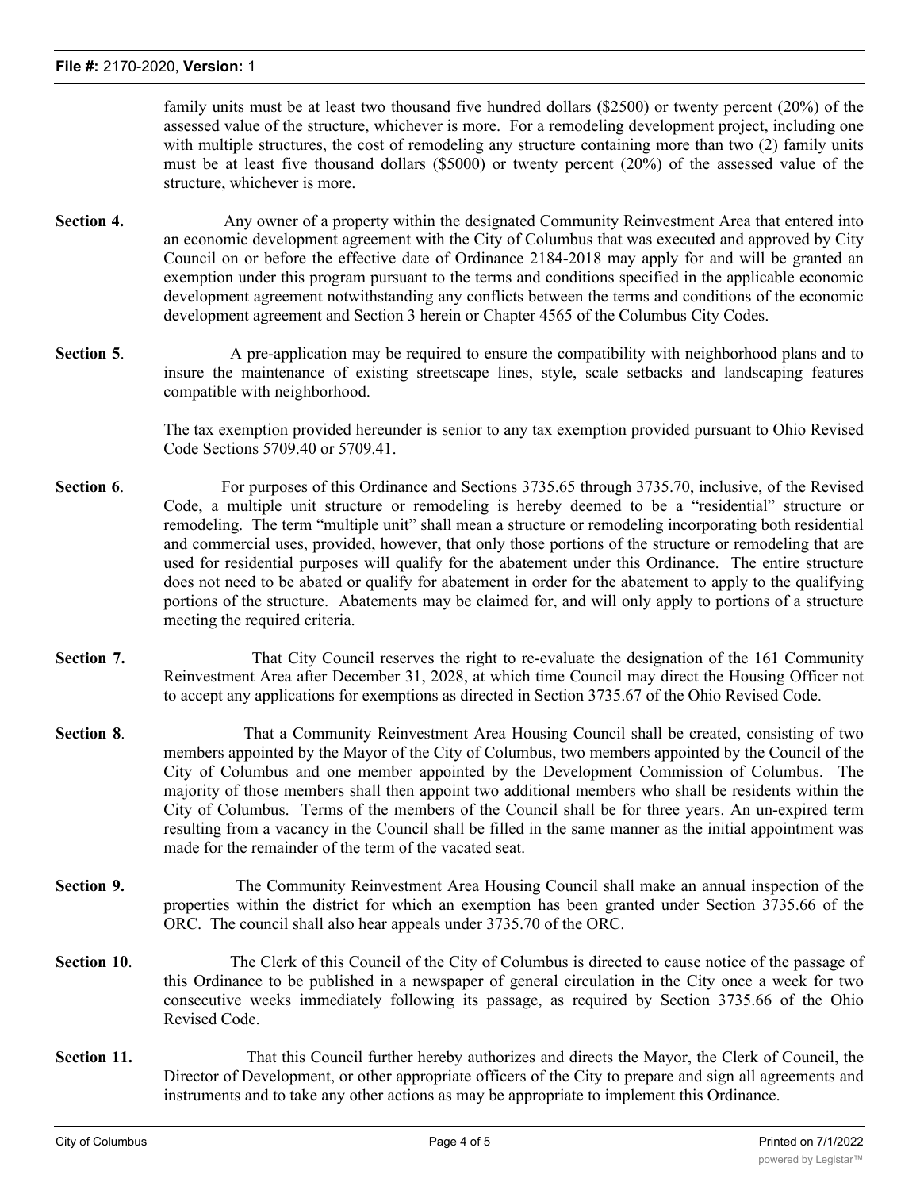family units must be at least two thousand five hundred dollars ($2500) or twenty percent (20%) of the assessed value of the structure, whichever is more. For a remodeling development project, including one with multiple structures, the cost of remodeling any structure containing more than two (2) family units must be at least five thousand dollars ($5000) or twenty percent (20%) of the assessed value of the structure, whichever is more.

**Section 4.** Any owner of a property within the designated Community Reinvestment Area that entered into an economic development agreement with the City of Columbus that was executed and approved by City Council on or before the effective date of Ordinance 2184-2018 may apply for and will be granted an exemption under this program pursuant to the terms and conditions specified in the applicable economic development agreement notwithstanding any conflicts between the terms and conditions of the economic development agreement and Section 3 herein or Chapter 4565 of the Columbus City Codes.

**Section 5**. A pre-application may be required to ensure the compatibility with neighborhood plans and to insure the maintenance of existing streetscape lines, style, scale setbacks and landscaping features compatible with neighborhood.

The tax exemption provided hereunder is senior to any tax exemption provided pursuant to Ohio Revised Code Sections 5709.40 or 5709.41.

**Section 6**. For purposes of this Ordinance and Sections 3735.65 through 3735.70, inclusive, of the Revised Code, a multiple unit structure or remodeling is hereby deemed to be a "residential" structure or remodeling. The term "multiple unit" shall mean a structure or remodeling incorporating both residential and commercial uses, provided, however, that only those portions of the structure or remodeling that are used for residential purposes will qualify for the abatement under this Ordinance. The entire structure does not need to be abated or qualify for abatement in order for the abatement to apply to the qualifying portions of the structure. Abatements may be claimed for, and will only apply to portions of a structure meeting the required criteria.

**Section 7.** That City Council reserves the right to re-evaluate the designation of the 161 Community Reinvestment Area after December 31, 2028, at which time Council may direct the Housing Officer not to accept any applications for exemptions as directed in Section 3735.67 of the Ohio Revised Code.

**Section 8**. That a Community Reinvestment Area Housing Council shall be created, consisting of two members appointed by the Mayor of the City of Columbus, two members appointed by the Council of the City of Columbus and one member appointed by the Development Commission of Columbus. The majority of those members shall then appoint two additional members who shall be residents within the City of Columbus. Terms of the members of the Council shall be for three years. An un-expired term resulting from a vacancy in the Council shall be filled in the same manner as the initial appointment was made for the remainder of the term of the vacated seat.

**Section 9.** The Community Reinvestment Area Housing Council shall make an annual inspection of the properties within the district for which an exemption has been granted under Section 3735.66 of the ORC. The council shall also hear appeals under 3735.70 of the ORC.

**Section 10**. The Clerk of this Council of the City of Columbus is directed to cause notice of the passage of this Ordinance to be published in a newspaper of general circulation in the City once a week for two consecutive weeks immediately following its passage, as required by Section 3735.66 of the Ohio Revised Code.

**Section 11.** That this Council further hereby authorizes and directs the Mayor, the Clerk of Council, the Director of Development, or other appropriate officers of the City to prepare and sign all agreements and instruments and to take any other actions as may be appropriate to implement this Ordinance.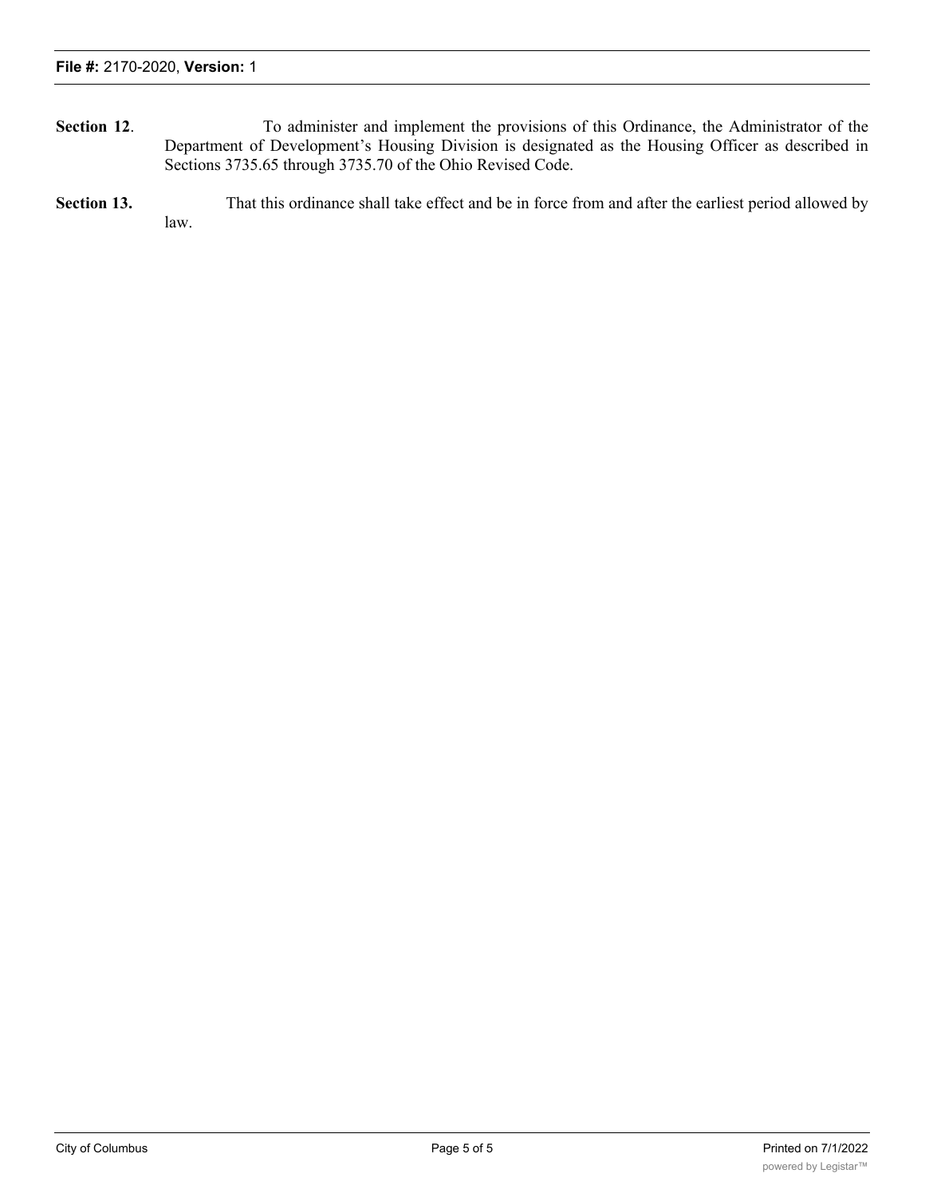**Section 12**. To administer and implement the provisions of this Ordinance, the Administrator of the Department of Development's Housing Division is designated as the Housing Officer as described in Sections 3735.65 through 3735.70 of the Ohio Revised Code.

**Section 13.** That this ordinance shall take effect and be in force from and after the earliest period allowed by law.